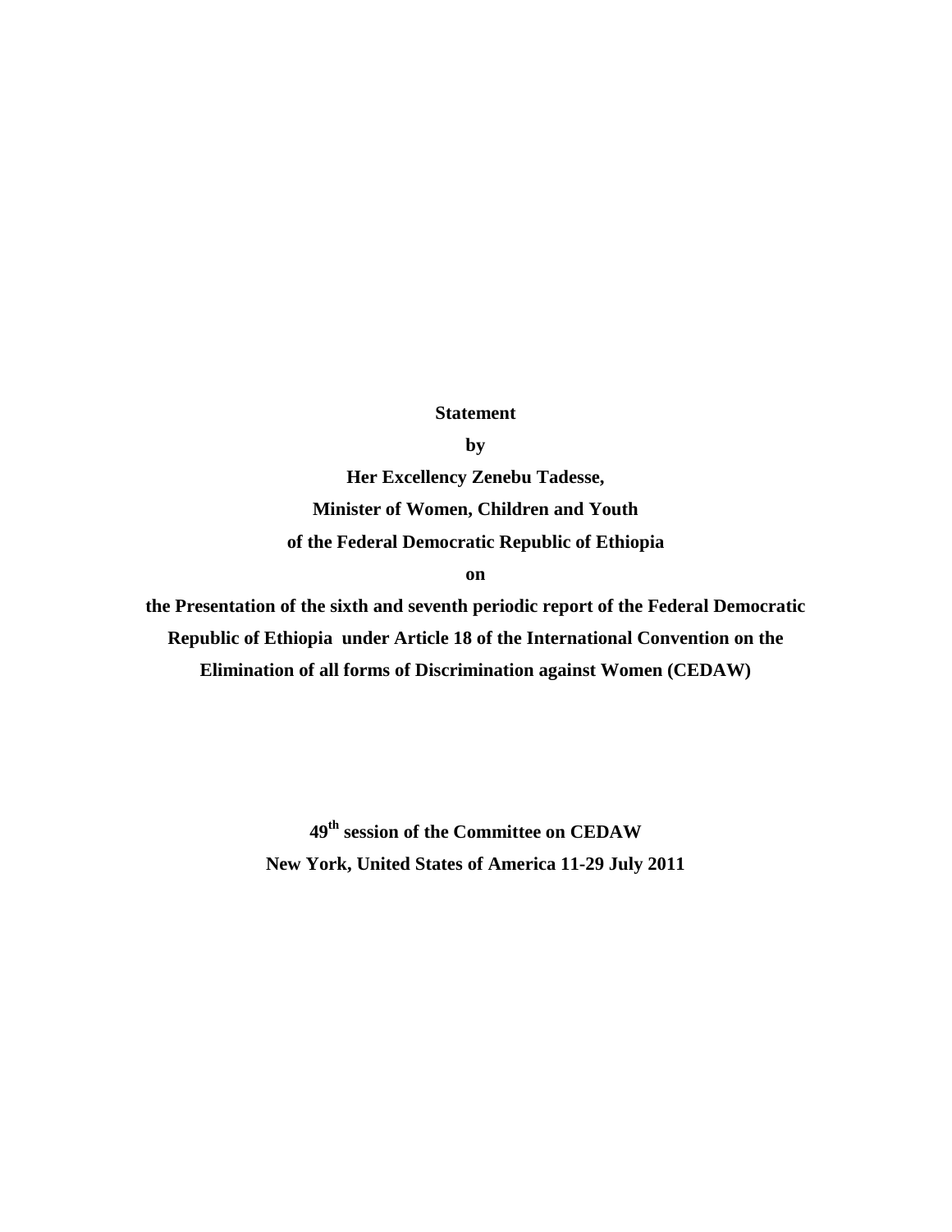**Statement**

**by**

**Her Excellency Zenebu Tadesse,**

**Minister of Women, Children and Youth**

**of the Federal Democratic Republic of Ethiopia**

**on**

**the Presentation of the sixth and seventh periodic report of the Federal Democratic Republic of Ethiopia under Article 18 of the International Convention on the Elimination of all forms of Discrimination against Women (CEDAW)**

**49th session of the Committee on CEDAW**

**New York, United States of America 11-29 July 2011**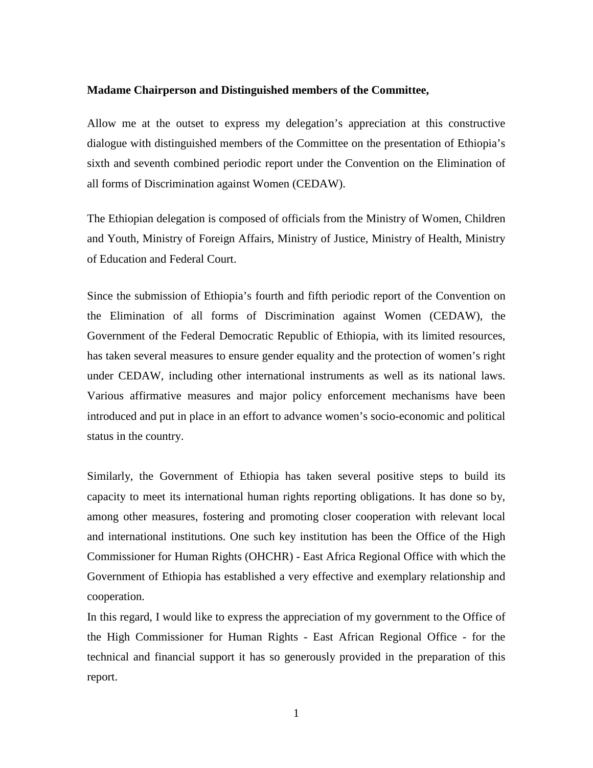**Madame Chairperson and Distinguished members of the Committee,**

Allow me at the outset to express my delegation's appreciation at this constructive dialogue with distinguished members of the Committee on the presentation of Ethiopia's sixth and seventh combined periodic report under the Convention on the Elimination of all forms of Discrimination against Women (CEDAW).

The Ethiopian delegation is composed of officials from the Ministry of Women, Children and Youth, Ministry of Foreign Affairs, Ministry of Justice, Ministry of Health, Ministry of Education and Federal Court.

Since the submission of Ethiopia's fourth and fifth periodic report of the Convention on the Elimination of all forms of Discrimination against Women (CEDAW), the Government of the Federal Democratic Republic of Ethiopia, with its limited resources, has taken several measures to ensure gender equality and the protection of women's right under CEDAW, including other international instruments as well as its national laws. Various affirmative measures and major policy enforcement mechanisms have been introduced and put in place in an effort to advance women's socio-economic and political status in the country.

Similarly, the Government of Ethiopia has taken several positive steps to build its capacity to meet its international human rights reporting obligations. It has done so by, among other measures, fostering and promoting closer cooperation with relevant local and international institutions. One such key institution has been the Office of the High Commissioner for Human Rights (OHCHR) - East Africa Regional Office with which the Government of Ethiopia has established a very effective and exemplary relationship and cooperation.

In this regard, I would like to express the appreciation of my government to the Office of the High Commissioner for Human Rights - East African Regional Office - for the technical and financial support it has so generously provided in the preparation of this report.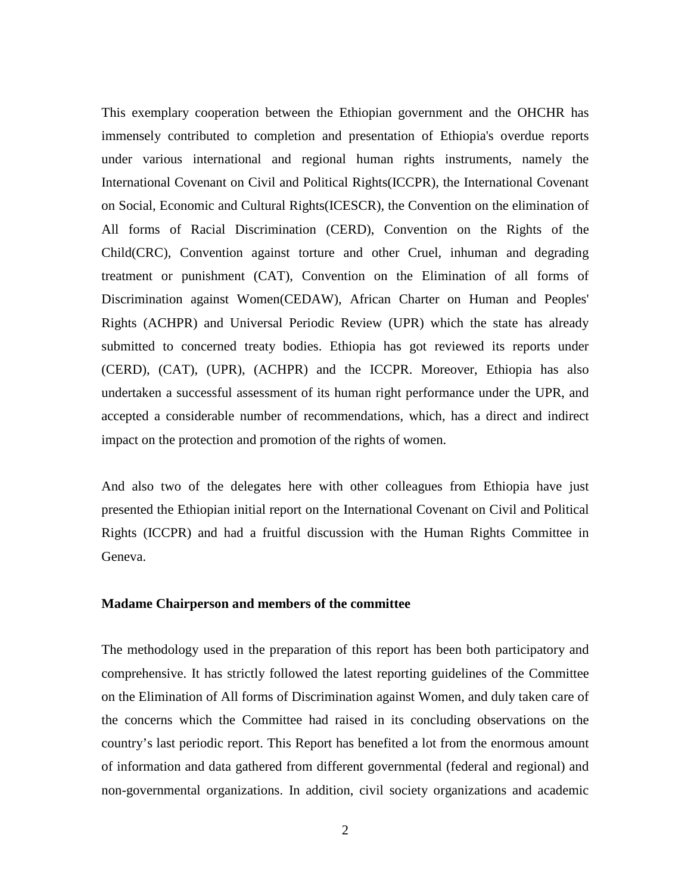This exemplary cooperation between the Ethiopian government and the OHCHR has immensely contributed to completion and presentation of Ethiopia's overdue reports under various international and regional human rights instruments, namely the International Covenant on Civil and Political Rights(ICCPR), the International Covenant on Social, Economic and Cultural Rights(ICESCR), the Convention on the elimination of All forms of Racial Discrimination (CERD), Convention on the Rights of the Child(CRC), Convention against torture and other Cruel, inhuman and degrading treatment or punishment (CAT), Convention on the Elimination of all forms of Discrimination against Women(CEDAW), African Charter on Human and Peoples' Rights (ACHPR) and Universal Periodic Review (UPR) which the state has already submitted to concerned treaty bodies. Ethiopia has got reviewed its reports under (CERD), (CAT), (UPR), (ACHPR) and the ICCPR. Moreover, Ethiopia has also undertaken a successful assessment of its human right performance under the UPR, and accepted a considerable number of recommendations, which, has a direct and indirect impact on the protection and promotion of the rights of women.

And also two of the delegates here with other colleagues from Ethiopia have just presented the Ethiopian initial report on the International Covenant on Civil and Political Rights (ICCPR) and had a fruitful discussion with the Human Rights Committee in Geneva.

**Madame Chairperson and members of the committee**

The methodology used in the preparation of this report has been both participatory and comprehensive. It has strictly followed the latest reporting guidelines of the Committee on the Elimination of All forms of Discrimination against Women, and duly taken care of the concerns which the Committee had raised in its concluding observations on the country's last periodic report. This Report has benefited a lot from the enormous amount of information and data gathered from different governmental (federal and regional) and non-governmental organizations. In addition, civil society organizations and academic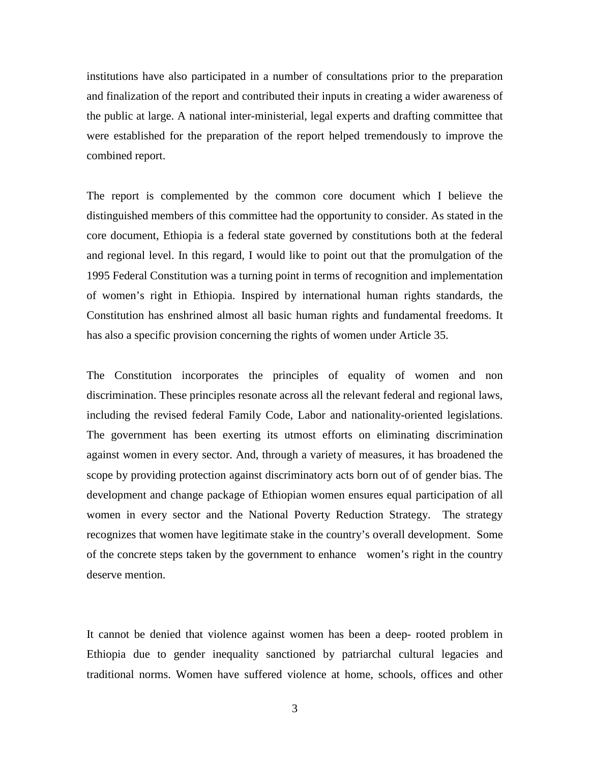institutions have also participated in a number of consultations prior to the preparation and finalization of the report and contributed their inputs in creating a wider awareness of the public at large. A national inter-ministerial, legal experts and drafting committee that were established for the preparation of the report helped tremendously to improve the combined report.

The report is complemented by the common core document which I believe the distinguished members of this committee had the opportunity to consider. As stated in the core document, Ethiopia is a federal state governed by constitutions both at the federal and regional level. In this regard, I would like to point out that the promulgation of the 1995 Federal Constitution was a turning point in terms of recognition and implementation of women's right in Ethiopia. Inspired by international human rights standards, the Constitution has enshrined almost all basic human rights and fundamental freedoms. It has also a specific provision concerning the rights of women under Article 35.

The Constitution incorporates the principles of equality of women and non discrimination. These principles resonate across all the relevant federal and regional laws, including the revised federal Family Code, Labor and nationality-oriented legislations. The government has been exerting its utmost efforts on eliminating discrimination against women in every sector. And, through a variety of measures, it has broadened the scope by providing protection against discriminatory acts born out of of gender bias. The development and change package of Ethiopian women ensures equal participation of all women in every sector and the National Poverty Reduction Strategy. The strategy recognizes that women have legitimate stake in the country's overall development. Some of the concrete steps taken by the government to enhance women's right in the country deserve mention.

It cannot be denied that violence against women has been a deep- rooted problem in Ethiopia due to gender inequality sanctioned by patriarchal cultural legacies and traditional norms. Women have suffered violence at home, schools, offices and other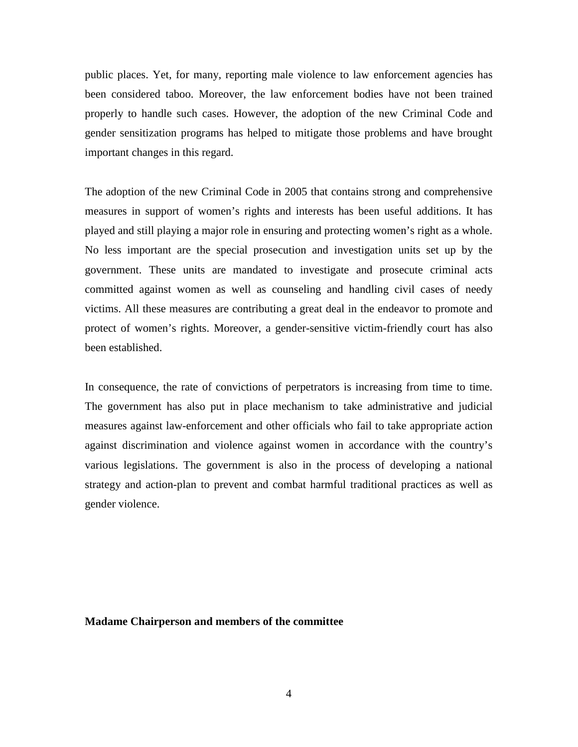public places. Yet, for many, reporting male violence to law enforcement agencies has been considered taboo. Moreover, the law enforcement bodies have not been trained properly to handle such cases. However, the adoption of the new Criminal Code and gender sensitization programs has helped to mitigate those problems and have brought important changes in this regard.

The adoption of the new Criminal Code in 2005 that contains strong and comprehensive measures in support of women's rights and interests has been useful additions. It has played and still playing a major role in ensuring and protecting women's right as a whole. No less important are the special prosecution and investigation units set up by the government. These units are mandated to investigate and prosecute criminal acts committed against women as well as counseling and handling civil cases of needy victims. All these measures are contributing a great deal in the endeavor to promote and protect of women's rights. Moreover, a gender-sensitive victim-friendly court has also been established.

In consequence, the rate of convictions of perpetrators is increasing from time to time. The government has also put in place mechanism to take administrative and judicial measures against law-enforcement and other officials who fail to take appropriate action against discrimination and violence against women in accordance with the country's various legislations. The government is also in the process of developing a national strategy and action-plan to prevent and combat harmful traditional practices as well as gender violence.

**Madame Chairperson and members of the committee**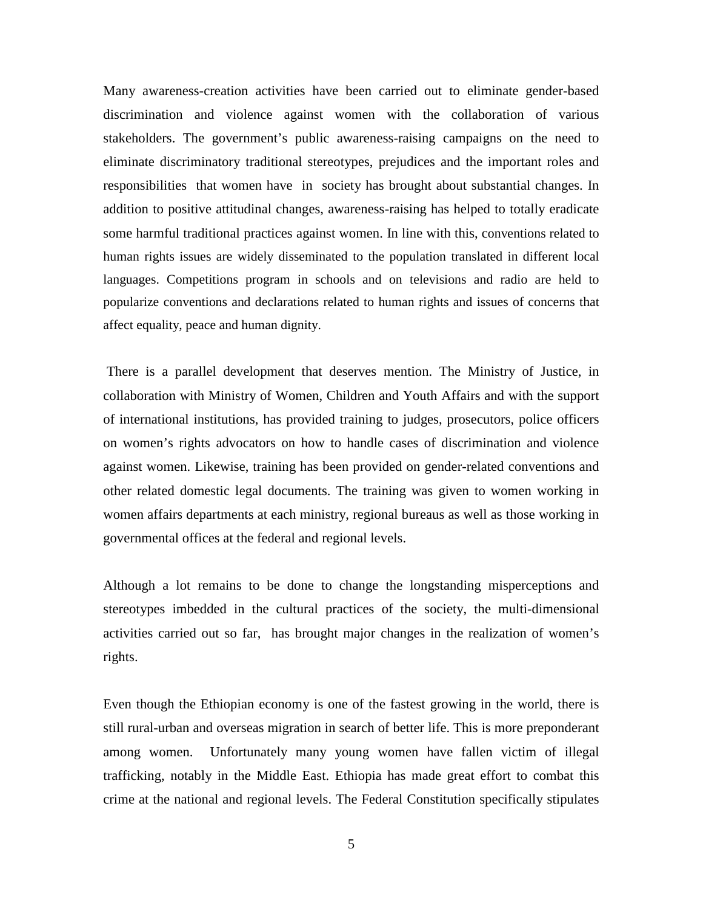Many awareness-creation activities have been carried out to eliminate gender-based discrimination and violence against women with the collaboration of various stakeholders. The government's public awareness-raising campaigns on the need to eliminate discriminatory traditional stereotypes, prejudices and the important roles and responsibilities that women have in society has brought about substantial changes. In addition to positive attitudinal changes, awareness-raising has helped to totally eradicate some harmful traditional practices against women. In line with this, conventions related to human rights issues are widely disseminated to the population translated in different local languages. Competitions program in schools and on televisions and radio are held to popularize conventions and declarations related to human rights and issues of concerns that affect equality, peace and human dignity.

There is a parallel development that deserves mention. The Ministry of Justice, in collaboration with Ministry of Women, Children and Youth Affairs and with the support of international institutions, has provided training to judges, prosecutors, police officers on women's rights advocators on how to handle cases of discrimination and violence against women. Likewise, training has been provided on gender-related conventions and other related domestic legal documents. The training was given to women working in women affairs departments at each ministry, regional bureaus as well as those working in governmental offices at the federal and regional levels.

Although a lot remains to be done to change the longstanding misperceptions and stereotypes imbedded in the cultural practices of the society, the multi-dimensional activities carried out so far, has brought major changes in the realization of women's rights.

Even though the Ethiopian economy is one of the fastest growing in the world, there is still rural-urban and overseas migration in search of better life. This is more preponderant among women. Unfortunately many young women have fallen victim of illegal trafficking, notably in the Middle East. Ethiopia has made great effort to combat this crime at the national and regional levels. The Federal Constitution specifically stipulates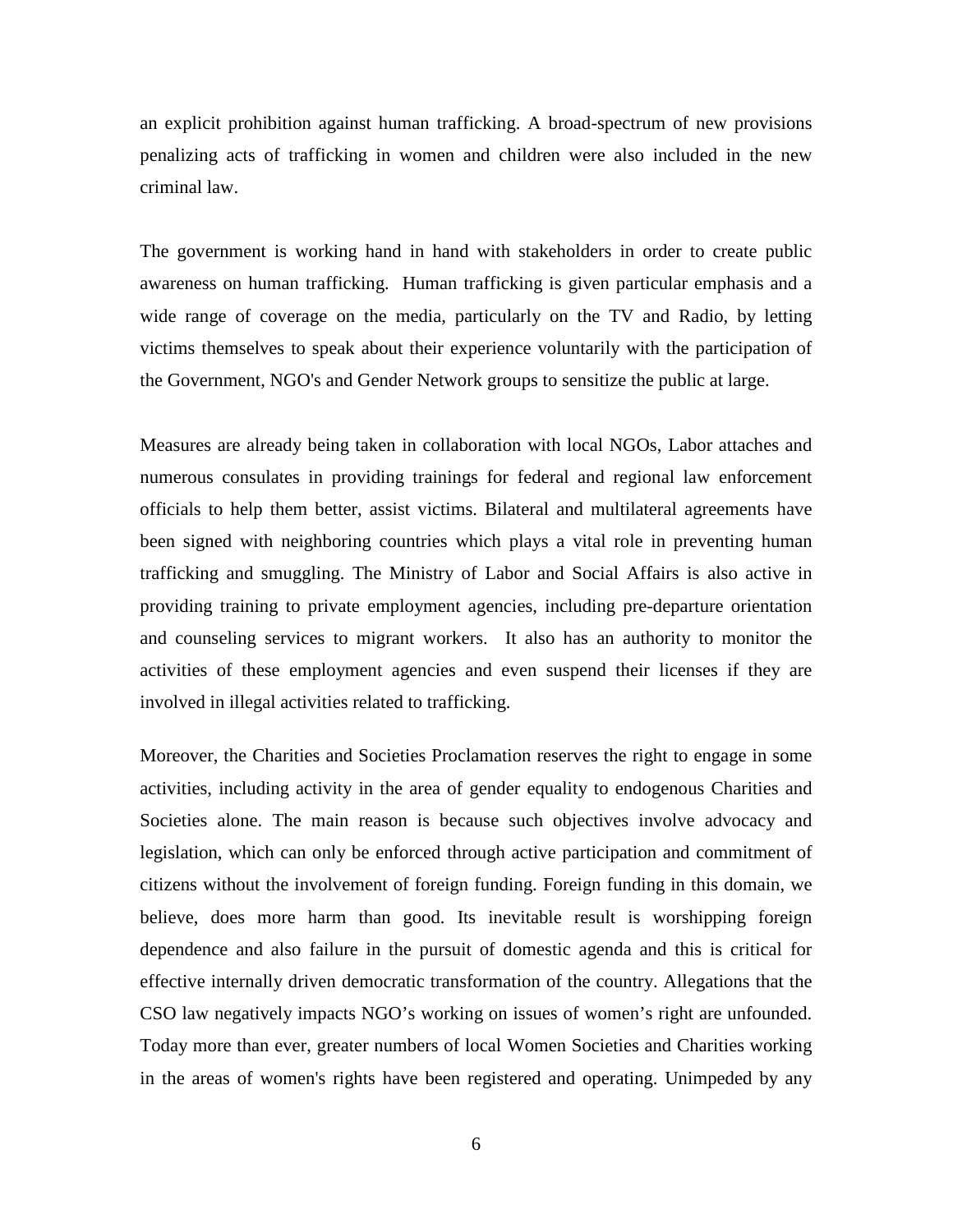an explicit prohibition against human trafficking. A broad-spectrum of new provisions penalizing acts of trafficking in women and children were also included in the new criminal law.

The government is working hand in hand with stakeholders in order to create public awareness on human trafficking. Human trafficking is given particular emphasis and a wide range of coverage on the media, particularly on the TV and Radio, by letting victims themselves to speak about their experience voluntarily with the participation of the Government, NGO's and Gender Network groups to sensitize the public at large.

Measures are already being taken in collaboration with local NGOs, Labor attaches and numerous consulates in providing trainings for federal and regional law enforcement officials to help them better, assist victims. Bilateral and multilateral agreements have been signed with neighboring countries which plays a vital role in preventing human trafficking and smuggling. The Ministry of Labor and Social Affairs is also active in providing training to private employment agencies, including pre-departure orientation and counseling services to migrant workers. It also has an authority to monitor the activities of these employment agencies and even suspend their licenses if they are involved in illegal activities related to trafficking.

Moreover, the Charities and Societies Proclamation reserves the right to engage in some activities, including activity in the area of gender equality to endogenous Charities and Societies alone. The main reason is because such objectives involve advocacy and legislation, which can only be enforced through active participation and commitment of citizens without the involvement of foreign funding. Foreign funding in this domain, we believe, does more harm than good. Its inevitable result is worshipping foreign dependence and also failure in the pursuit of domestic agenda and this is critical for effective internally driven democratic transformation of the country. Allegations that the CSO law negatively impacts NGO's working on issues of women's right are unfounded. Today more than ever, greater numbers of local Women Societies and Charities working in the areas of women's rights have been registered and operating. Unimpeded by any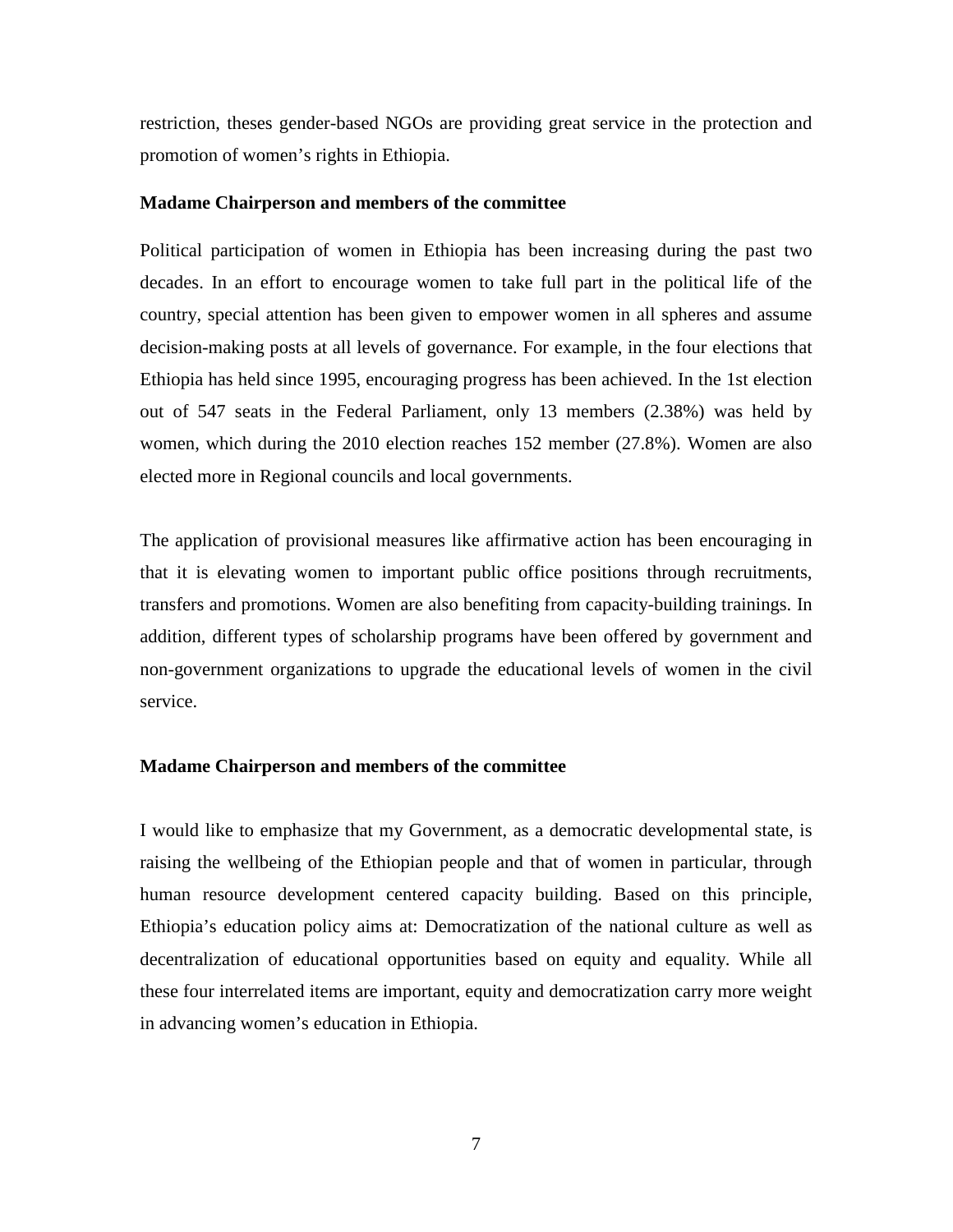restriction, theses gender-based NGOs are providing great service in the protection and promotion of women's rights in Ethiopia.

**Madame Chairperson and members of the committee**

Political participation of women in Ethiopia has been increasing during the past two decades. In an effort to encourage women to take full part in the political life of the country, special attention has been given to empower women in all spheres and assume decision-making posts at all levels of governance. For example, in the four elections that Ethiopia has held since 1995, encouraging progress has been achieved. In the 1st election out of 547 seats in the Federal Parliament, only 13 members (2.38%) was held by women, which during the 2010 election reaches 152 member (27.8%). Women are also elected more in Regional councils and local governments.

The application of provisional measures like affirmative action has been encouraging in that it is elevating women to important public office positions through recruitments, transfers and promotions. Women are also benefiting from capacity-building trainings. In addition, different types of scholarship programs have been offered by government and non-government organizations to upgrade the educational levels of women in the civil service.

**Madame Chairperson and members of the committee**

I would like to emphasize that my Government, as a democratic developmental state, is raising the wellbeing of the Ethiopian people and that of women in particular, through human resource development centered capacity building. Based on this principle, Ethiopia's education policy aims at: Democratization of the national culture as well as decentralization of educational opportunities based on equity and equality. While all these four interrelated items are important, equity and democratization carry more weight in advancing women's education in Ethiopia.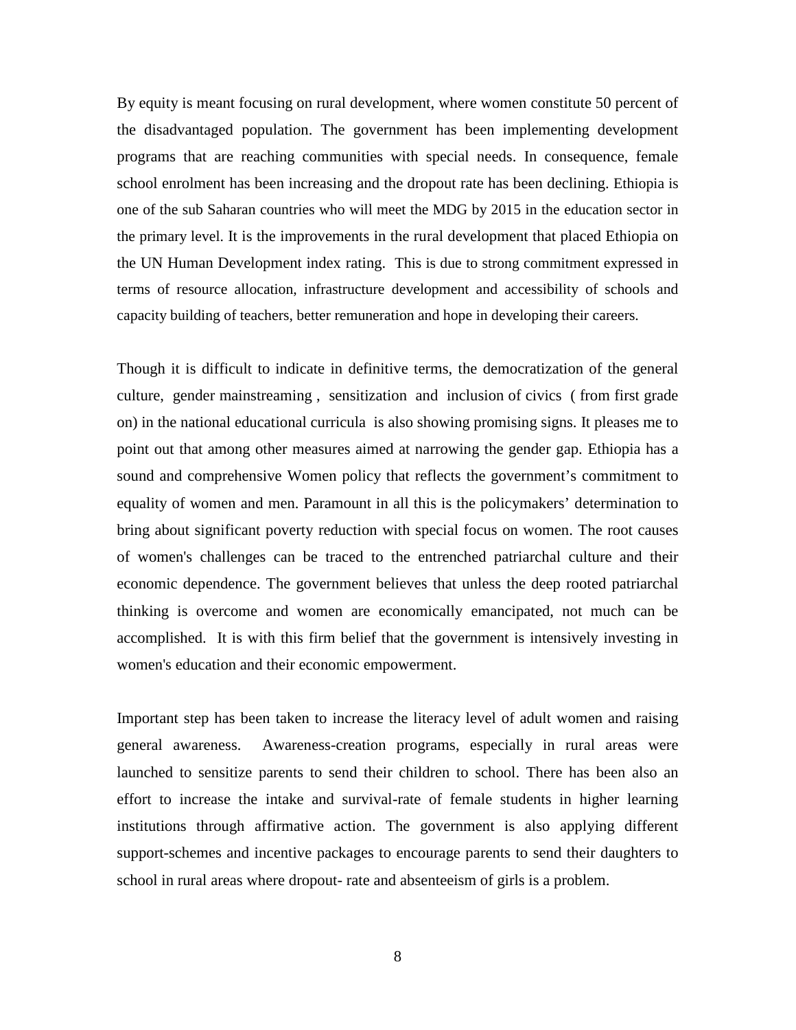By equity is meant focusing on rural development, where women constitute 50 percent of the disadvantaged population. The government has been implementing development programs that are reaching communities with special needs. In consequence, female school enrolment has been increasing and the dropout rate has been declining. Ethiopia is one of the sub Saharan countries who will meet the MDG by 2015 in the education sector in the primary level. It is the improvements in the rural development that placed Ethiopia on the UN Human Development index rating. This is due to strong commitment expressed in terms of resource allocation, infrastructure development and accessibility of schools and capacity building of teachers, better remuneration and hope in developing their careers.

Though it is difficult to indicate in definitive terms, the democratization of the general culture, gender mainstreaming , sensitization and inclusion of civics ( from first grade on) in the national educational curricula is also showing promising signs. It pleases me to point out that among other measures aimed at narrowing the gender gap. Ethiopia has a sound and comprehensive Women policy that reflects the government's commitment to equality of women and men. Paramount in all this is the policymakers' determination to bring about significant poverty reduction with special focus on women. The root causes of women's challenges can be traced to the entrenched patriarchal culture and their economic dependence. The government believes that unless the deep rooted patriarchal thinking is overcome and women are economically emancipated, not much can be accomplished. It is with this firm belief that the government is intensively investing in women's education and their economic empowerment.

Important step has been taken to increase the literacy level of adult women and raising general awareness. Awareness-creation programs, especially in rural areas were launched to sensitize parents to send their children to school. There has been also an effort to increase the intake and survival-rate of female students in higher learning institutions through affirmative action. The government is also applying different support-schemes and incentive packages to encourage parents to send their daughters to school in rural areas where dropout- rate and absenteeism of girls is a problem.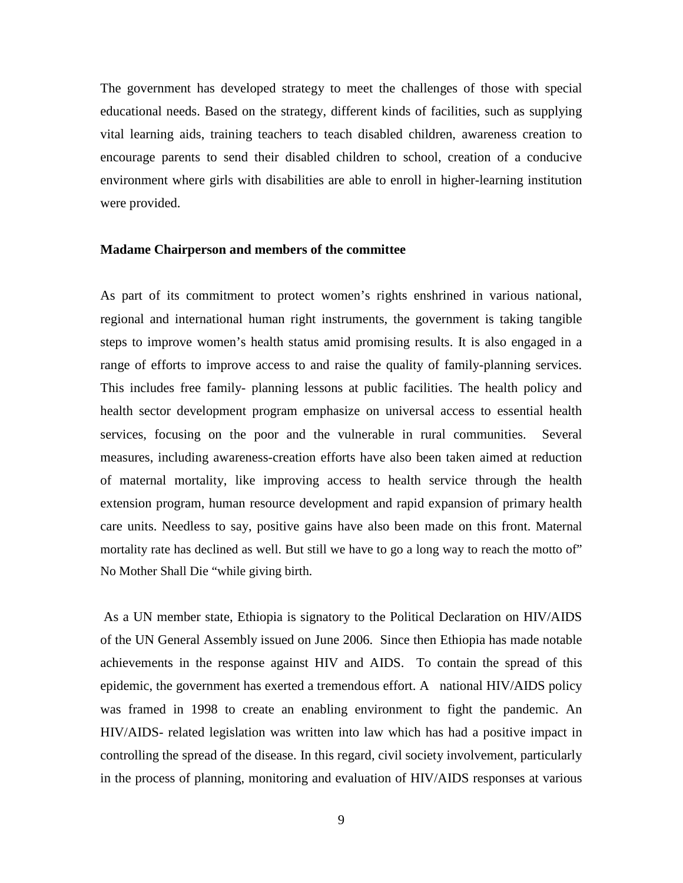The government has developed strategy to meet the challenges of those with special educational needs. Based on the strategy, different kinds of facilities, such as supplying vital learning aids, training teachers to teach disabled children, awareness creation to encourage parents to send their disabled children to school, creation of a conducive environment where girls with disabilities are able to enroll in higher-learning institution were provided.

**Madame Chairperson and members of the committee**

As part of its commitment to protect women's rights enshrined in various national, regional and international human right instruments, the government is taking tangible steps to improve women's health status amid promising results. It is also engaged in a range of efforts to improve access to and raise the quality of family-planning services. This includes free family- planning lessons at public facilities. The health policy and health sector development program emphasize on universal access to essential health services, focusing on the poor and the vulnerable in rural communities. Several measures, including awareness-creation efforts have also been taken aimed at reduction of maternal mortality, like improving access to health service through the health extension program, human resource development and rapid expansion of primary health care units. Needless to say, positive gains have also been made on this front. Maternal mortality rate has declined as well. But still we have to go a long way to reach the motto of" No Mother Shall Die "while giving birth.

As a UN member state, Ethiopia is signatory to the Political Declaration on HIV/AIDS of the UN General Assembly issued on June 2006. Since then Ethiopia has made notable achievements in the response against HIV and AIDS. To contain the spread of this epidemic, the government has exerted a tremendous effort. A national HIV/AIDS policy was framed in 1998 to create an enabling environment to fight the pandemic. An HIV/AIDS- related legislation was written into law which has had a positive impact in controlling the spread of the disease. In this regard, civil society involvement, particularly in the process of planning, monitoring and evaluation of HIV/AIDS responses at various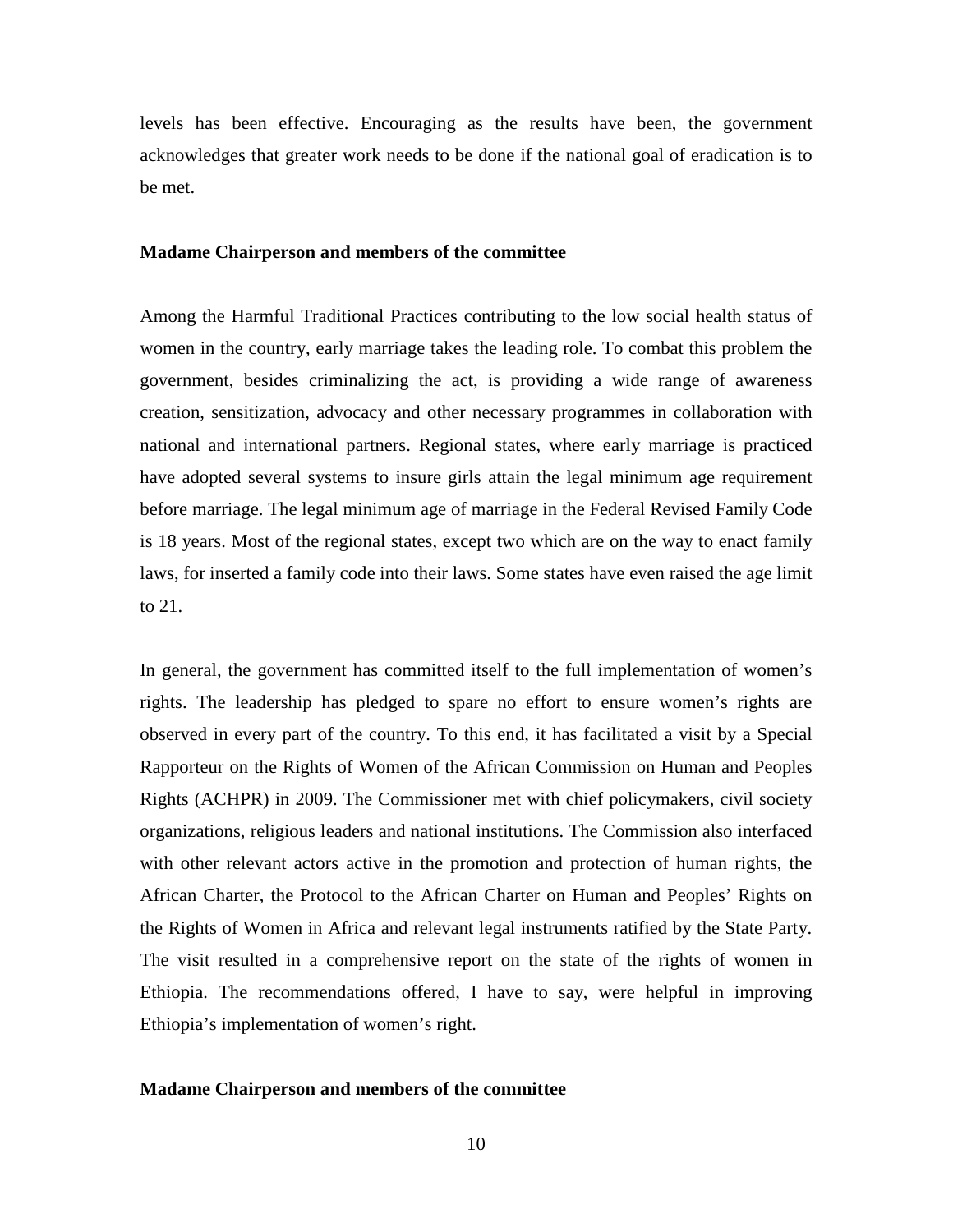levels has been effective. Encouraging as the results have been, the government acknowledges that greater work needs to be done if the national goal of eradication is to be met.

**Madame Chairperson and members of the committee**

Among the Harmful Traditional Practices contributing to the low social health status of women in the country, early marriage takes the leading role. To combat this problem the government, besides criminalizing the act, is providing a wide range of awareness creation, sensitization, advocacy and other necessary programmes in collaboration with national and international partners. Regional states, where early marriage is practiced have adopted several systems to insure girls attain the legal minimum age requirement before marriage. The legal minimum age of marriage in the Federal Revised Family Code is 18 years. Most of the regional states, except two which are on the way to enact family laws, for inserted a family code into their laws. Some states have even raised the age limit to 21.

In general, the government has committed itself to the full implementation of women's rights. The leadership has pledged to spare no effort to ensure women's rights are observed in every part of the country. To this end, it has facilitated a visit by a Special Rapporteur on the Rights of Women of the African Commission on Human and Peoples Rights (ACHPR) in 2009. The Commissioner met with chief policymakers, civil society organizations, religious leaders and national institutions. The Commission also interfaced with other relevant actors active in the promotion and protection of human rights, the African Charter, the Protocol to the African Charter on Human and Peoples' Rights on the Rights of Women in Africa and relevant legal instruments ratified by the State Party. The visit resulted in a comprehensive report on the state of the rights of women in Ethiopia. The recommendations offered, I have to say, were helpful in improving Ethiopia's implementation of women's right.

**Madame Chairperson and members of the committee**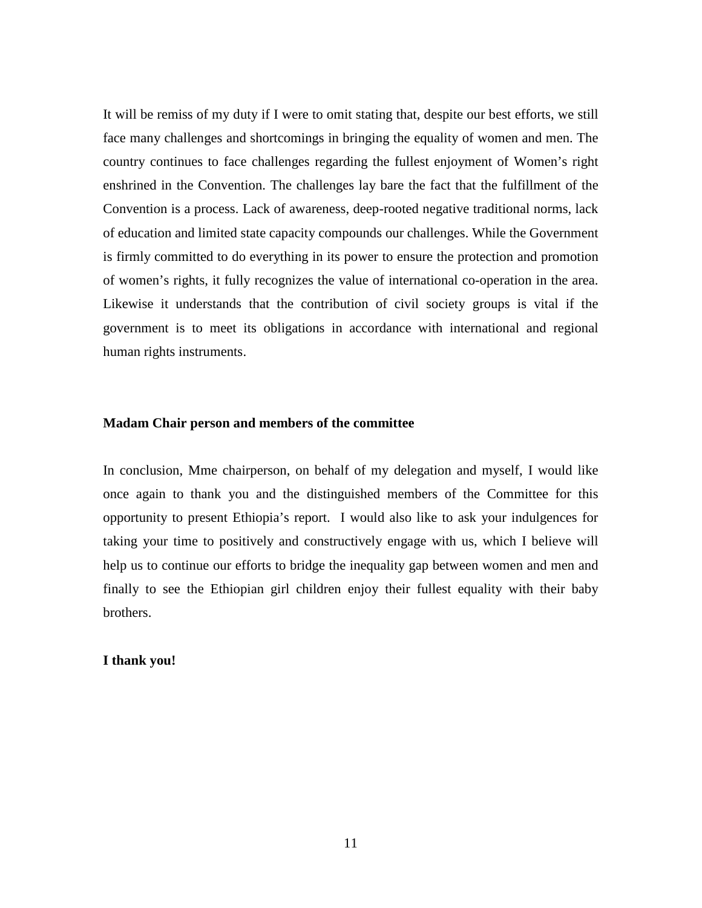It will be remiss of my duty if I were to omit stating that, despite our best efforts, we still face many challenges and shortcomings in bringing the equality of women and men. The country continues to face challenges regarding the fullest enjoyment of Women's right enshrined in the Convention. The challenges lay bare the fact that the fulfillment of the Convention is a process. Lack of awareness, deep-rooted negative traditional norms, lack of education and limited state capacity compounds our challenges. While the Government is firmly committed to do everything in its power to ensure the protection and promotion of women's rights, it fully recognizes the value of international co-operation in the area. Likewise it understands that the contribution of civil society groups is vital if the government is to meet its obligations in accordance with international and regional human rights instruments.

**Madam Chair person and members of the committee**

In conclusion, Mme chairperson, on behalf of my delegation and myself, I would like once again to thank you and the distinguished members of the Committee for this opportunity to present Ethiopia's report. I would also like to ask your indulgences for taking your time to positively and constructively engage with us, which I believe will help us to continue our efforts to bridge the inequality gap between women and men and finally to see the Ethiopian girl children enjoy their fullest equality with their baby brothers.

**I thank you!**